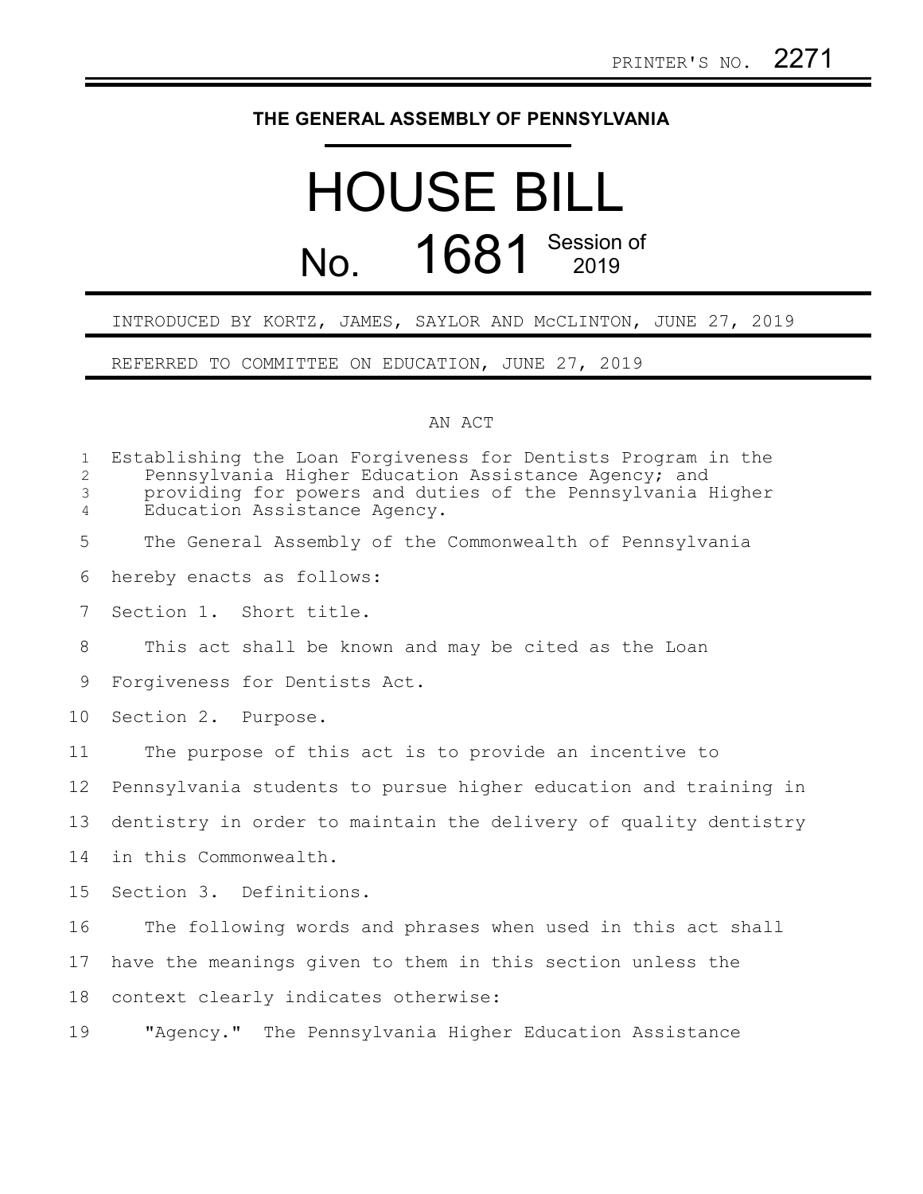PRINTER'S NO. 2271

THE GENERAL ASSEMBLY OF PENNSYLVANIA

# HOUSE BILL

## No. 1681 Session of 2019

INTRODUCED BY KORTZ, JAMES, SAYLOR AND McCLINTON, JUNE 27, 2019

REFERRED TO COMMITTEE ON EDUCATION, JUNE 27, 2019

AN ACT

Establishing the Loan Forgiveness for Dentists Program in the Pennsylvania Higher Education Assistance Agency; and providing for powers and duties of the Pennsylvania Higher Education Assistance Agency.

The General Assembly of the Commonwealth of Pennsylvania hereby enacts as follows:

Section 1. Short title.

This act shall be known and may be cited as the Loan Forgiveness for Dentists Act.

Section 2. Purpose.

The purpose of this act is to provide an incentive to Pennsylvania students to pursue higher education and training in dentistry in order to maintain the delivery of quality dentistry in this Commonwealth.

Section 3. Definitions.

The following words and phrases when used in this act shall have the meanings given to them in this section unless the context clearly indicates otherwise:

"Agency." The Pennsylvania Higher Education Assistance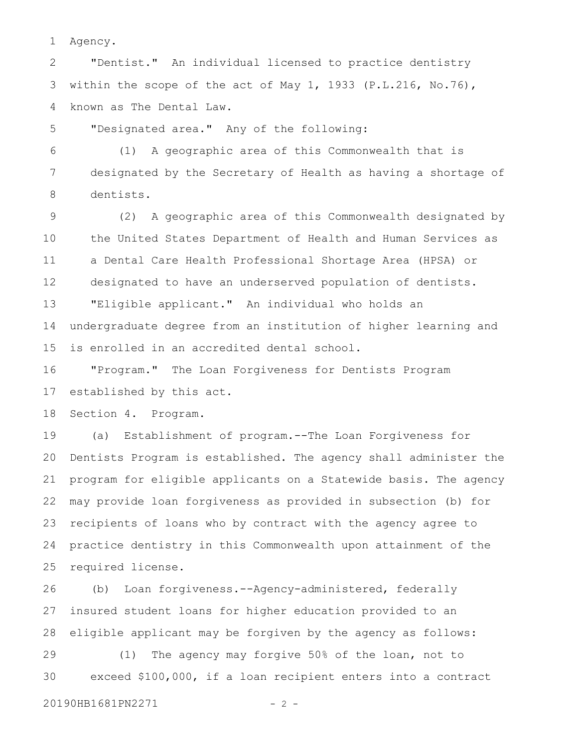Agency.

"Dentist." An individual licensed to practice dentistry within the scope of the act of May 1, 1933 (P.L.216, No.76), known as The Dental Law.

"Designated area." Any of the following:

(1) A geographic area of this Commonwealth that is designated by the Secretary of Health as having a shortage of dentists.

(2) A geographic area of this Commonwealth designated by the United States Department of Health and Human Services as a Dental Care Health Professional Shortage Area (HPSA) or designated to have an underserved population of dentists.

"Eligible applicant." An individual who holds an undergraduate degree from an institution of higher learning and is enrolled in an accredited dental school.

"Program." The Loan Forgiveness for Dentists Program established by this act.

Section 4. Program.

(a) Establishment of program.--The Loan Forgiveness for Dentists Program is established. The agency shall administer the program for eligible applicants on a Statewide basis. The agency may provide loan forgiveness as provided in subsection (b) for recipients of loans who by contract with the agency agree to practice dentistry in this Commonwealth upon attainment of the required license.

(b) Loan forgiveness.--Agency-administered, federally insured student loans for higher education provided to an eligible applicant may be forgiven by the agency as follows:

(1) The agency may forgive 50% of the loan, not to exceed $100,000, if a loan recipient enters into a contract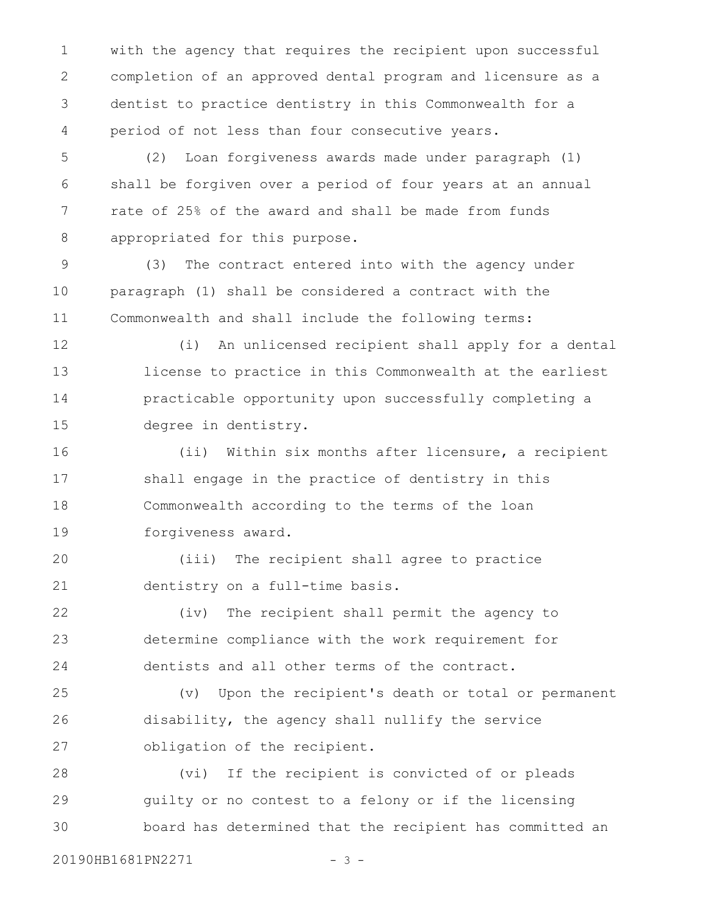with the agency that requires the recipient upon successful completion of an approved dental program and licensure as a dentist to practice dentistry in this Commonwealth for a period of not less than four consecutive years.

(2) Loan forgiveness awards made under paragraph (1) shall be forgiven over a period of four years at an annual rate of 25% of the award and shall be made from funds appropriated for this purpose.

(3) The contract entered into with the agency under paragraph (1) shall be considered a contract with the Commonwealth and shall include the following terms:

(i) An unlicensed recipient shall apply for a dental license to practice in this Commonwealth at the earliest practicable opportunity upon successfully completing a degree in dentistry.

(ii) Within six months after licensure, a recipient shall engage in the practice of dentistry in this Commonwealth according to the terms of the loan forgiveness award.

(iii) The recipient shall agree to practice dentistry on a full-time basis.

(iv) The recipient shall permit the agency to determine compliance with the work requirement for dentists and all other terms of the contract.

(v) Upon the recipient's death or total or permanent disability, the agency shall nullify the service obligation of the recipient.

(vi) If the recipient is convicted of or pleads guilty or no contest to a felony or if the licensing board has determined that the recipient has committed an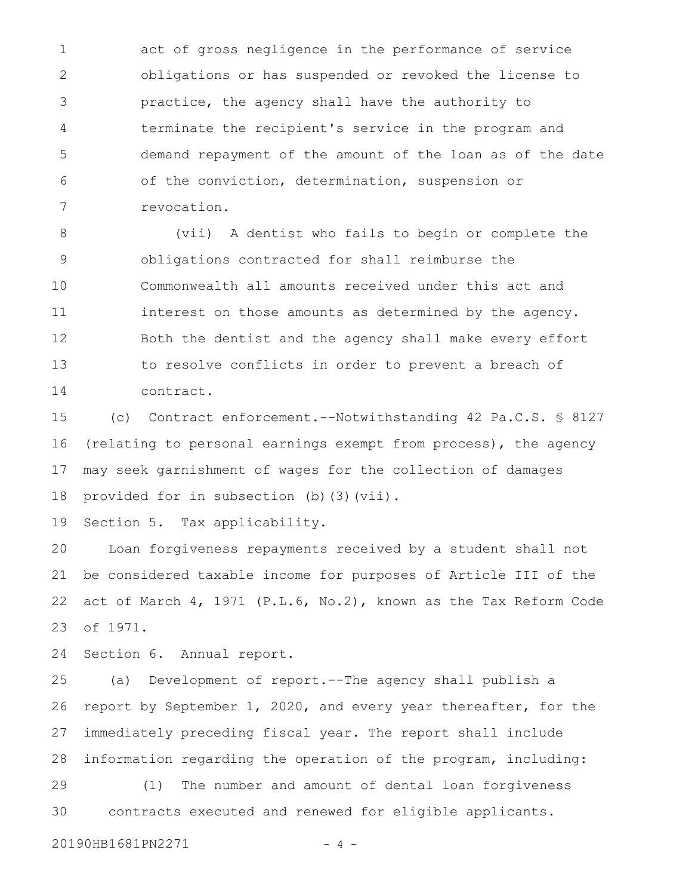act of gross negligence in the performance of service obligations or has suspended or revoked the license to practice, the agency shall have the authority to terminate the recipient's service in the program and demand repayment of the amount of the loan as of the date of the conviction, determination, suspension or revocation.

(vii) A dentist who fails to begin or complete the obligations contracted for shall reimburse the Commonwealth all amounts received under this act and interest on those amounts as determined by the agency. Both the dentist and the agency shall make every effort to resolve conflicts in order to prevent a breach of contract.

(c) Contract enforcement.--Notwithstanding 42 Pa.C.S. § 8127 (relating to personal earnings exempt from process), the agency may seek garnishment of wages for the collection of damages provided for in subsection (b)(3)(vii).

Section 5. Tax applicability.

Loan forgiveness repayments received by a student shall not be considered taxable income for purposes of Article III of the act of March 4, 1971 (P.L.6, No.2), known as the Tax Reform Code of 1971.

Section 6. Annual report.

(a) Development of report.--The agency shall publish a report by September 1, 2020, and every year thereafter, for the immediately preceding fiscal year. The report shall include information regarding the operation of the program, including:

(1) The number and amount of dental loan forgiveness contracts executed and renewed for eligible applicants.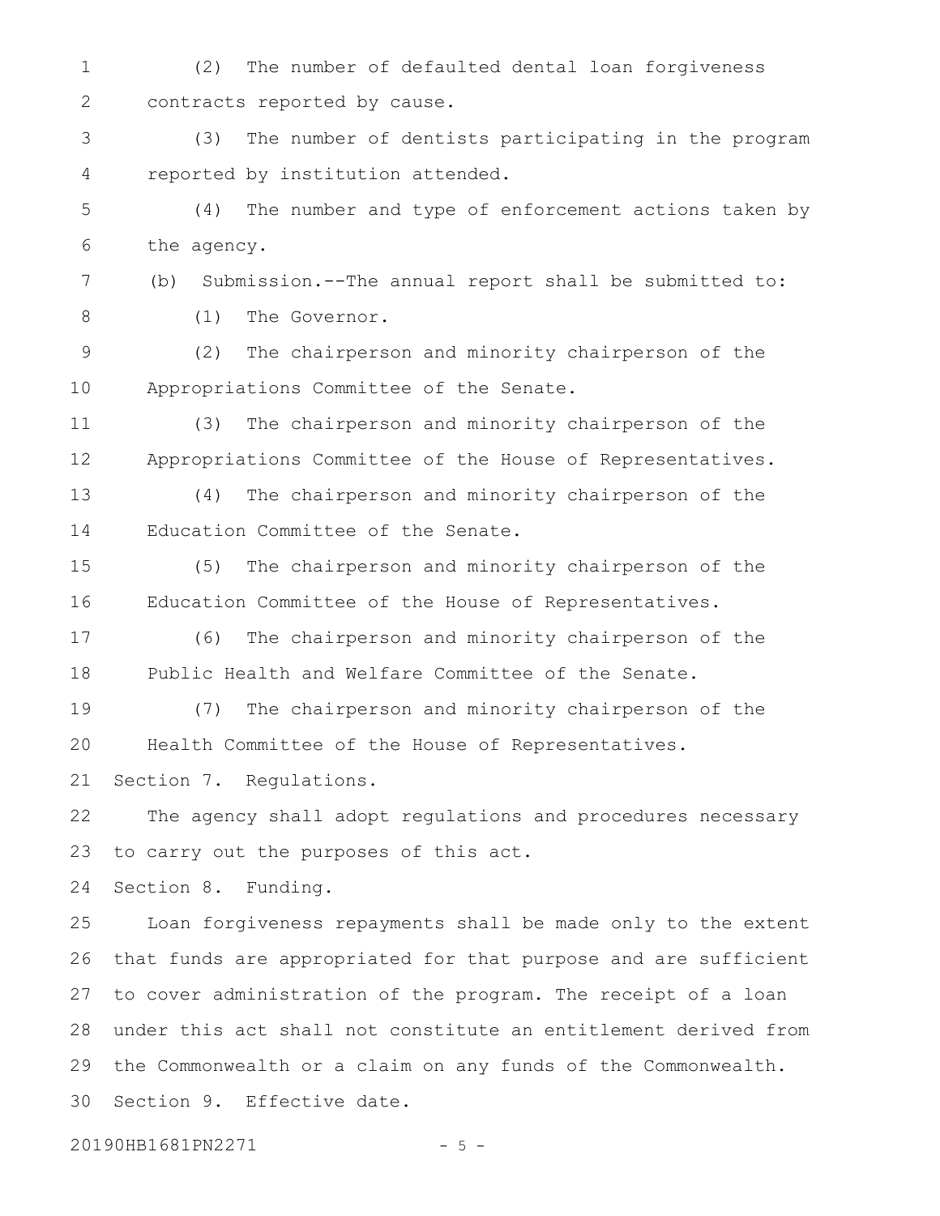(2) The number of defaulted dental loan forgiveness contracts reported by cause.

(3) The number of dentists participating in the program reported by institution attended.

(4) The number and type of enforcement actions taken by the agency.

(b) Submission.--The annual report shall be submitted to:

(1) The Governor.

(2) The chairperson and minority chairperson of the Appropriations Committee of the Senate.

(3) The chairperson and minority chairperson of the Appropriations Committee of the House of Representatives.

(4) The chairperson and minority chairperson of the Education Committee of the Senate.

(5) The chairperson and minority chairperson of the Education Committee of the House of Representatives.

(6) The chairperson and minority chairperson of the Public Health and Welfare Committee of the Senate.

(7) The chairperson and minority chairperson of the Health Committee of the House of Representatives.

Section 7. Regulations.

The agency shall adopt regulations and procedures necessary to carry out the purposes of this act.

Section 8. Funding.

Loan forgiveness repayments shall be made only to the extent that funds are appropriated for that purpose and are sufficient to cover administration of the program. The receipt of a loan under this act shall not constitute an entitlement derived from the Commonwealth or a claim on any funds of the Commonwealth.

Section 9. Effective date.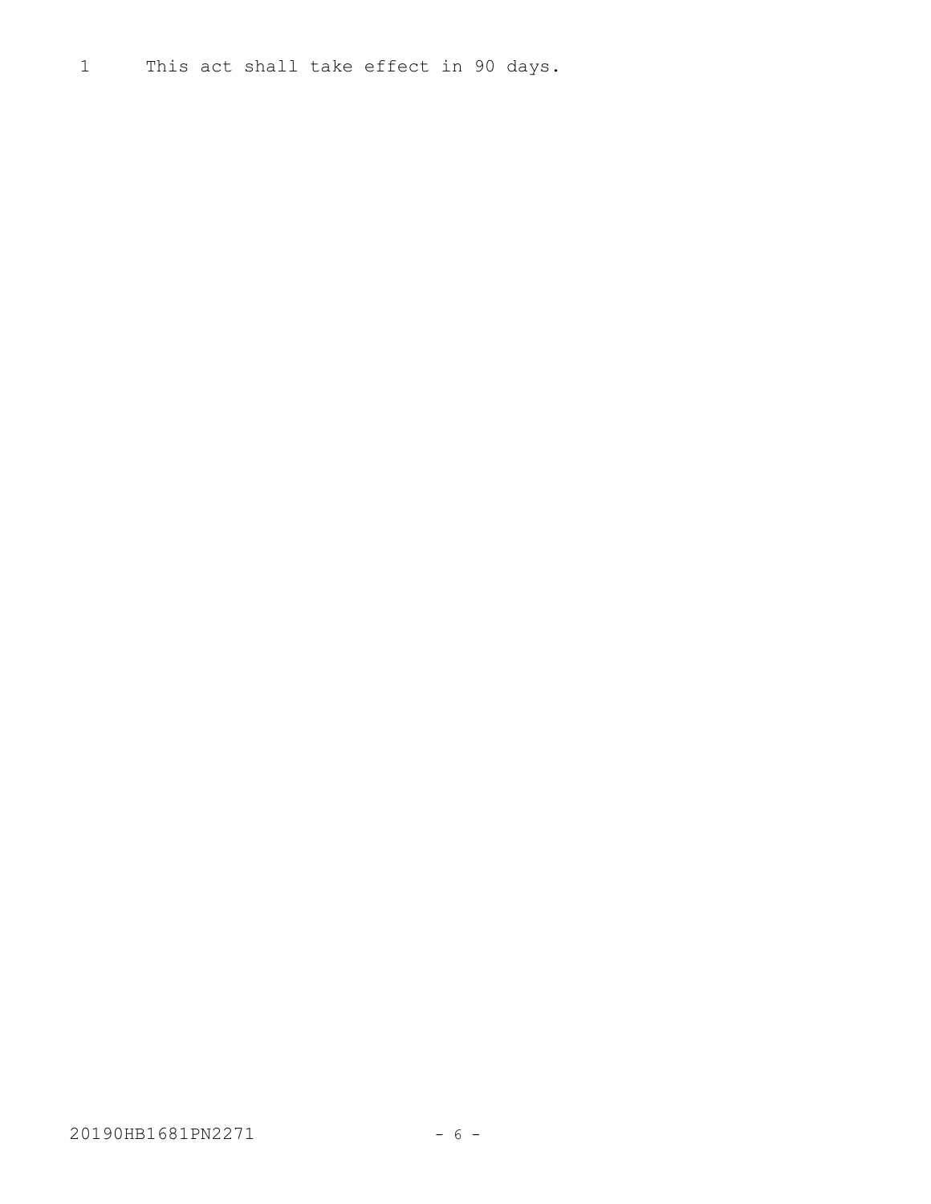This act shall take effect in 90 days.